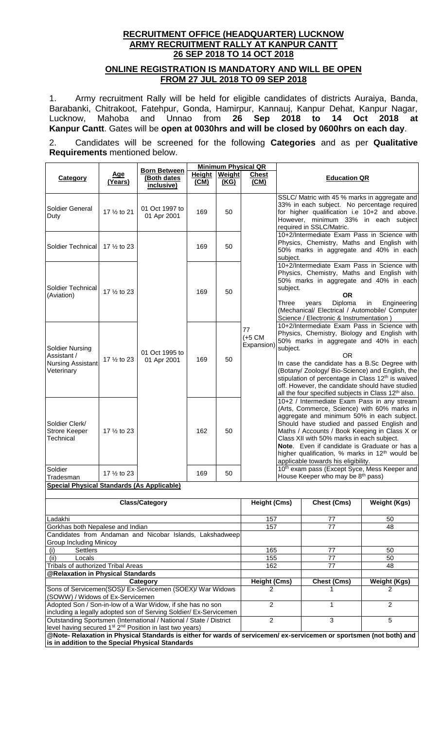# RECRUITMENT OFFICE (HEADQUARTER) LUCKNOW

## ARMY RECRUITMENT RALLY AT KANPUR CANTT

## 26 SEP 2018 TO 14 OCT 2018

## ONLINE REGISTRATION IS MANDATORY AND WILL BE OPEN FROM 27 JUL 2018 TO 09 SEP 2018

1. Army recruitment Rally will be held for eligible candidates of districts Auraiya, Banda, Barabanki, Chitrakoot, Fatehpur, Gonda, Hamirpur, Kannauj, Kanpur Dehat, Kanpur Nagar, Lucknow, Mahoba and Unnao from **26 Sep 2018 to 14 Oct 2018 at Kanpur Cantt**. Gates will be **open at 0030hrs and will be closed by 0600hrs on each day**.

2. Candidates will be screened for the following **Categories** and as per **Qualitative Requirements** mentioned below.

| Category | Age (Years) | Born Between (Both dates inclusive) | Minimum Physical QR | | | Education QR |
|---|---|---|---|---|---|---|
| | | | Height (CM) | Weight (KG) | Chest (CM) | |
| Soldier General Duty | 17 ½ to 21 | 01 Oct 1997 to 01 Apr 2001 | 169 | 50 | 77 (+5 CM Expansion) | SSLC/ Matric with 45 % marks in aggregate and 33% in each subject. No percentage required for higher qualification i.e 10+2 and above. However, minimum 33% in each subject required in SSLC/Matric. |
| Soldier Technical | 17 ½ to 23 | 01 Oct 1995 to 01 Apr 2001 | 169 | 50 | 77 (+5 CM Expansion) | 10+2/Intermediate Exam Pass in Science with Physics, Chemistry, Maths and English with 50% marks in aggregate and 40% in each subject. |
| Soldier Technical (Aviation) | 17 ½ to 23 | 01 Oct 1995 to 01 Apr 2001 | 169 | 50 | 77 (+5 CM Expansion) | 10+2/Intermediate Exam Pass in Science with Physics, Chemistry, Maths and English with 50% marks in aggregate and 40% in each subject. **OR** Three years Diploma in Engineering (Mechanical/ Electrical / Automobile/ Computer Science / Electronic & Instrumentation ) |
| Soldier Nursing Assistant / Nursing Assistant Veterinary | 17 ½ to 23 | 01 Oct 1995 to 01 Apr 2001 | 169 | 50 | 77 (+5 CM Expansion) | 10+2/Intermediate Exam Pass in Science with Physics, Chemistry, Biology and English with 50% marks in aggregate and 40% in each subject. OR In case the candidate has a B.Sc Degree with (Botany/ Zoology/ Bio-Science) and English, the stipulation of percentage in Class 12th is waived off. However, the candidate should have studied all the four specified subjects in Class 12th also. |
| Soldier Clerk/ Strore Keeper Technical | 17 ½ to 23 | 01 Oct 1995 to 01 Apr 2001 | 162 | 50 | 77 (+5 CM Expansion) | 10+2 / Intermediate Exam Pass in any stream (Arts, Commerce, Science) with 60% marks in aggregate and minimum 50% in each subject. Should have studied and passed English and Maths / Accounts / Book Keeping in Class X or Class XII with 50% marks in each subject. **Note**. Even if candidate is Graduate or has a higher qualification, % marks in 12th would be applicable towards his eligibility. |
| Soldier Tradesman | 17 ½ to 23 | 01 Oct 1995 to 01 Apr 2001 | 169 | 50 | 77 (+5 CM Expansion) | 10th exam pass (Except Syce, Mess Keeper and House Keeper who may be 8th pass) |

**Special Physical Standards (As Applicable)**

| Class/Category | Height (Cms) | Chest (Cms) | Weight (Kgs) |
|---|---|---|---|
| Ladakhi | 157 | 77 | 50 |
| Gorkhas both Nepalese and Indian | 157 | 77 | 48 |
| Candidates from Andaman and Nicobar Islands, Lakshadweep Group Including Minicoy | | | |
| (i) Settlers | 165 | 77 | 50 |
| (ii) Locals | 155 | 77 | 50 |
| Tribals of authorized Tribal Areas | 162 | 77 | 48 |

**@Relaxation in Physical Standards**

| Category | Height (Cms) | Chest (Cms) | Weight (Kgs) |
|---|---|---|---|
| Sons of Servicemen(SOS)/ Ex-Servicemen (SOEX)/ War Widows (SOWW) / Widows of Ex-Servicemen | 2 | 1 | 2 |
| Adopted Son / Son-in-low of a War Widow, if she has no son including a legally adopted son of Serving Soldier/ Ex-Servicemen | 2 | 1 | 2 |
| Outstanding Sportsmen (International / National / State / District level having secured 1st 2nd Position in last two years) | 2 | 3 | 5 |

**@Note- Relaxation in Physical Standards is either for wards of servicemen/ ex-servicemen or sportsmen (not both) and is in addition to the Special Physical Standards**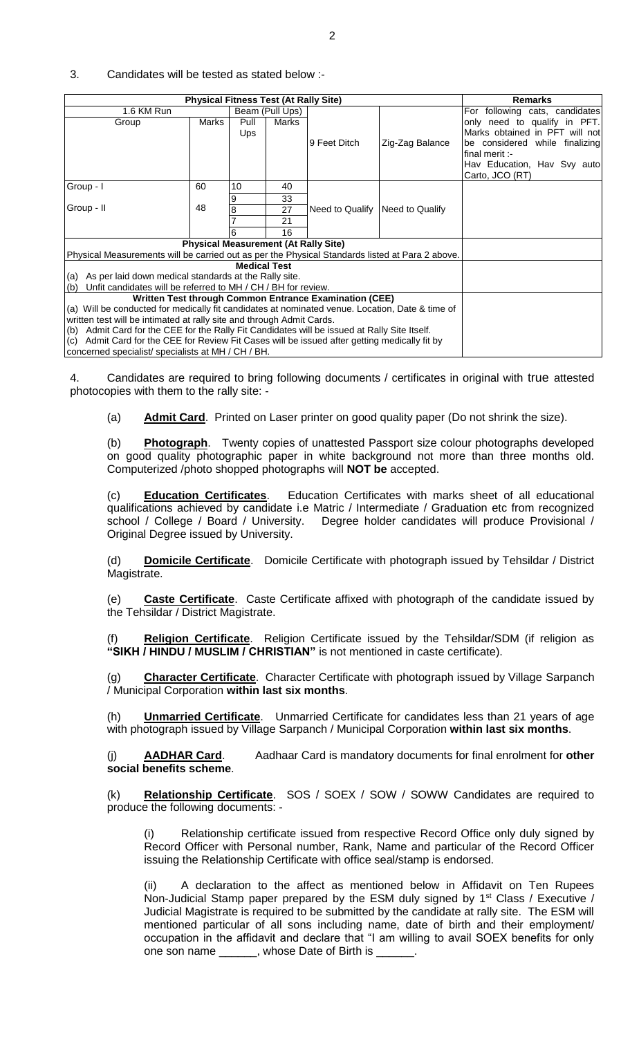3. Candidates will be tested as stated below :-

| Physical Fitness Test (At Rally Site) | | | | | | Remarks |
|---|---|---|---|---|---|---|
| 1.6 KM Run | | Beam (Pull Ups) | | 9 Feet Ditch | Zig-Zag Balance | For following cats, candidates only need to qualify in PFT. Marks obtained in PFT will not be considered while finalizing final merit :- Hav Education, Hav Svy auto Carto, JCO (RT) |
| Group | Marks | Pull Ups | Marks | | | |
| Group - I | 60 | 10 | 40 | Need to Qualify | Need to Qualify | |
| | | 9 | 33 | | | |
| Group - II | 48 | 8 | 27 | | | |
| | | 7 | 21 | | | |
| | | 6 | 16 | | | |
| **Physical Measurement (At Rally Site)** Physical Measurements will be carried out as per the Physical Standards listed at Para 2 above. | | | | | | |
| **Medical Test** (a) As per laid down medical standards at the Rally site. (b) Unfit candidates will be referred to MH / CH / BH for review. | | | | | | |
| **Written Test through Common Entrance Examination (CEE)** (a) Will be conducted for medically fit candidates at nominated venue. Location, Date & time of written test will be intimated at rally site and through Admit Cards. (b) Admit Card for the CEE for the Rally Fit Candidates will be issued at Rally Site Itself. (c) Admit Card for the CEE for Review Fit Cases will be issued after getting medically fit by concerned specialist/ specialists at MH / CH / BH. | | | | | | |

4. Candidates are required to bring following documents / certificates in original with true attested photocopies with them to the rally site: -

(a) **Admit Card**. Printed on Laser printer on good quality paper (Do not shrink the size).

(b) **Photograph**. Twenty copies of unattested Passport size colour photographs developed on good quality photographic paper in white background not more than three months old. Computerized /photo shopped photographs will **NOT be** accepted.

(c) **Education Certificates**. Education Certificates with marks sheet of all educational qualifications achieved by candidate i.e Matric / Intermediate / Graduation etc from recognized school / College / Board / University. Degree holder candidates will produce Provisional / Original Degree issued by University.

(d) **Domicile Certificate**. Domicile Certificate with photograph issued by Tehsildar / District Magistrate.

(e) **Caste Certificate**. Caste Certificate affixed with photograph of the candidate issued by the Tehsildar / District Magistrate.

(f) **Religion Certificate**. Religion Certificate issued by the Tehsildar/SDM (if religion as **"SIKH / HINDU / MUSLIM / CHRISTIAN"** is not mentioned in caste certificate).

(g) **Character Certificate**. Character Certificate with photograph issued by Village Sarpanch / Municipal Corporation **within last six months**.

(h) **Unmarried Certificate**. Unmarried Certificate for candidates less than 21 years of age with photograph issued by Village Sarpanch / Municipal Corporation **within last six months**.

(j) **AADHAR Card**. Aadhaar Card is mandatory documents for final enrolment for **other social benefits scheme**.

(k) **Relationship Certificate**. SOS / SOEX / SOW / SOWW Candidates are required to produce the following documents: -

(i) Relationship certificate issued from respective Record Office only duly signed by Record Officer with Personal number, Rank, Name and particular of the Record Officer issuing the Relationship Certificate with office seal/stamp is endorsed.

(ii) A declaration to the affect as mentioned below in Affidavit on Ten Rupees Non-Judicial Stamp paper prepared by the ESM duly signed by 1st Class / Executive / Judicial Magistrate is required to be submitted by the candidate at rally site. The ESM will mentioned particular of all sons including name, date of birth and their employment/ occupation in the affidavit and declare that "I am willing to avail SOEX benefits for only one son name ______, whose Date of Birth is ______.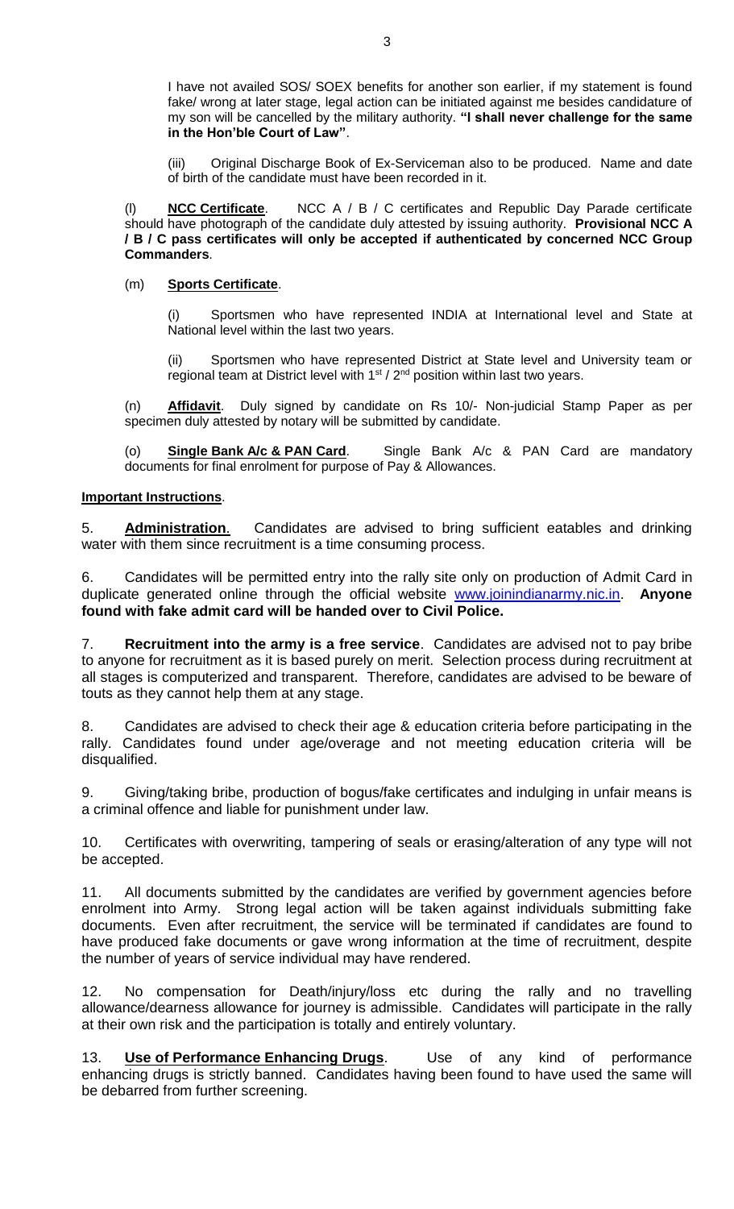I have not availed SOS/ SOEX benefits for another son earlier, if my statement is found fake/ wrong at later stage, legal action can be initiated against me besides candidature of my son will be cancelled by the military authority. **"I shall never challenge for the same in the Hon'ble Court of Law"**.

(iii) Original Discharge Book of Ex-Serviceman also to be produced. Name and date of birth of the candidate must have been recorded in it.

(l) **NCC Certificate**. NCC A / B / C certificates and Republic Day Parade certificate should have photograph of the candidate duly attested by issuing authority. **Provisional NCC A / B / C pass certificates will only be accepted if authenticated by concerned NCC Group Commanders**.

(m) **Sports Certificate**.

(i) Sportsmen who have represented INDIA at International level and State at National level within the last two years.

(ii) Sportsmen who have represented District at State level and University team or regional team at District level with 1st / 2nd position within last two years.

(n) **Affidavit**. Duly signed by candidate on Rs 10/- Non-judicial Stamp Paper as per specimen duly attested by notary will be submitted by candidate.

(o) **Single Bank A/c & PAN Card**. Single Bank A/c & PAN Card are mandatory documents for final enrolment for purpose of Pay & Allowances.

**Important Instructions**.

5. **Administration**. Candidates are advised to bring sufficient eatables and drinking water with them since recruitment is a time consuming process.

6. Candidates will be permitted entry into the rally site only on production of Admit Card in duplicate generated online through the official website www.joinindianarmy.nic.in. **Anyone found with fake admit card will be handed over to Civil Police.**

7. **Recruitment into the army is a free service**. Candidates are advised not to pay bribe to anyone for recruitment as it is based purely on merit. Selection process during recruitment at all stages is computerized and transparent. Therefore, candidates are advised to be beware of touts as they cannot help them at any stage.

8. Candidates are advised to check their age & education criteria before participating in the rally. Candidates found under age/overage and not meeting education criteria will be disqualified.

9. Giving/taking bribe, production of bogus/fake certificates and indulging in unfair means is a criminal offence and liable for punishment under law.

10. Certificates with overwriting, tampering of seals or erasing/alteration of any type will not be accepted.

11. All documents submitted by the candidates are verified by government agencies before enrolment into Army. Strong legal action will be taken against individuals submitting fake documents. Even after recruitment, the service will be terminated if candidates are found to have produced fake documents or gave wrong information at the time of recruitment, despite the number of years of service individual may have rendered.

12. No compensation for Death/injury/loss etc during the rally and no travelling allowance/dearness allowance for journey is admissible. Candidates will participate in the rally at their own risk and the participation is totally and entirely voluntary.

13. **Use of Performance Enhancing Drugs**. Use of any kind of performance enhancing drugs is strictly banned. Candidates having been found to have used the same will be debarred from further screening.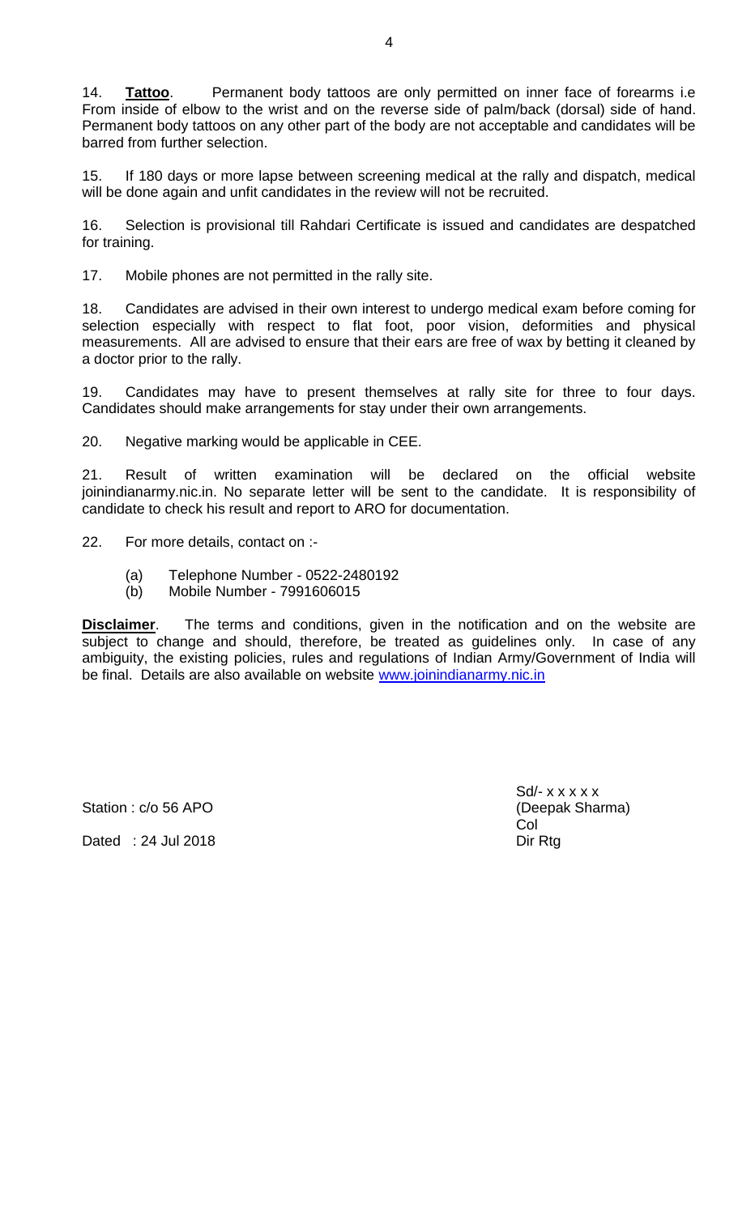14. **Tattoo**. Permanent body tattoos are only permitted on inner face of forearms i.e From inside of elbow to the wrist and on the reverse side of palm/back (dorsal) side of hand. Permanent body tattoos on any other part of the body are not acceptable and candidates will be barred from further selection.

15. If 180 days or more lapse between screening medical at the rally and dispatch, medical will be done again and unfit candidates in the review will not be recruited.

16. Selection is provisional till Rahdari Certificate is issued and candidates are despatched for training.

17. Mobile phones are not permitted in the rally site.

18. Candidates are advised in their own interest to undergo medical exam before coming for selection especially with respect to flat foot, poor vision, deformities and physical measurements. All are advised to ensure that their ears are free of wax by betting it cleaned by a doctor prior to the rally.

19. Candidates may have to present themselves at rally site for three to four days. Candidates should make arrangements for stay under their own arrangements.

20. Negative marking would be applicable in CEE.

21. Result of written examination will be declared on the official website joinindianarmy.nic.in. No separate letter will be sent to the candidate. It is responsibility of candidate to check his result and report to ARO for documentation.

22. For more details, contact on :-

(a) Telephone Number - 0522-2480192
(b) Mobile Number - 7991606015

**Disclaimer**. The terms and conditions, given in the notification and on the website are subject to change and should, therefore, be treated as guidelines only. In case of any ambiguity, the existing policies, rules and regulations of Indian Army/Government of India will be final. Details are also available on website [www.joinindianarmy.nic.in](www.joinindianarmy.nic.in)

Sd/- x x x x x
(Deepak Sharma)
Col
Dir Rtg

Station : c/o 56 APO

Dated : 24 Jul 2018